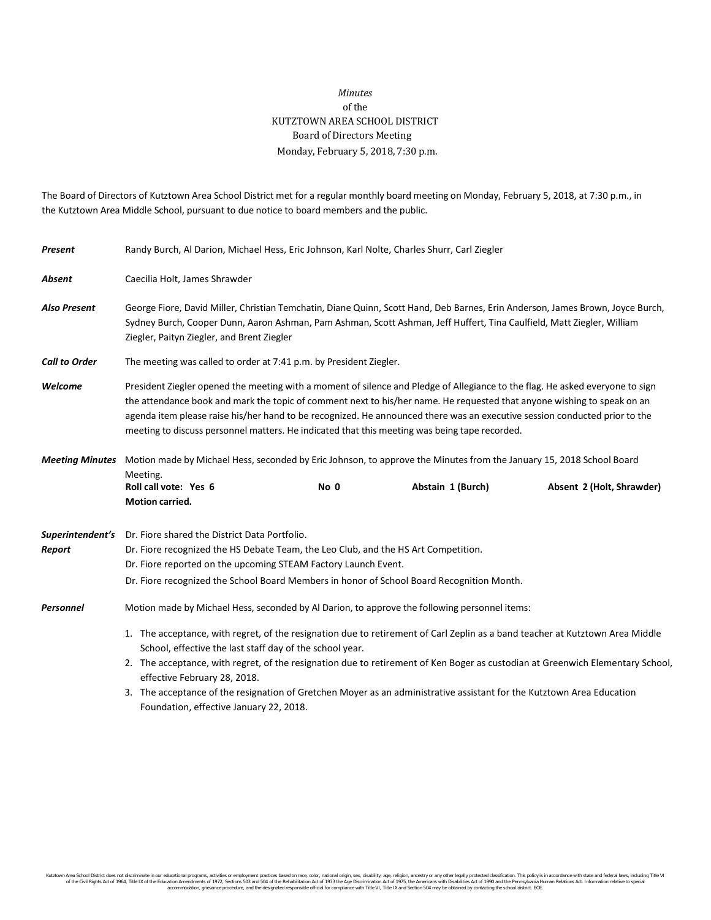*Minutes*
of the
KUTZTOWN AREA SCHOOL DISTRICT
Board of Directors Meeting
Monday, February 5, 2018, 7:30 p.m.

The Board of Directors of Kutztown Area School District met for a regular monthly board meeting on Monday, February 5, 2018, at 7:30 p.m., in the Kutztown Area Middle School, pursuant to due notice to board members and the public.

***Present*** Randy Burch, Al Darion, Michael Hess, Eric Johnson, Karl Nolte, Charles Shurr, Carl Ziegler

***Absent*** Caecilia Holt, James Shrawder

***Also Present*** George Fiore, David Miller, Christian Temchatin, Diane Quinn, Scott Hand, Deb Barnes, Erin Anderson, James Brown, Joyce Burch, Sydney Burch, Cooper Dunn, Aaron Ashman, Pam Ashman, Scott Ashman, Jeff Huffert, Tina Caulfield, Matt Ziegler, William Ziegler, Paityn Ziegler, and Brent Ziegler

***Call to Order*** The meeting was called to order at 7:41 p.m. by President Ziegler.

***Welcome*** President Ziegler opened the meeting with a moment of silence and Pledge of Allegiance to the flag. He asked everyone to sign the attendance book and mark the topic of comment next to his/her name. He requested that anyone wishing to speak on an agenda item please raise his/her hand to be recognized. He announced there was an executive session conducted prior to the meeting to discuss personnel matters. He indicated that this meeting was being tape recorded.

***Meeting Minutes*** Motion made by Michael Hess, seconded by Eric Johnson, to approve the Minutes from the January 15, 2018 School Board Meeting.

**Roll call vote: Yes 6** **No 0** **Abstain 1 (Burch)** **Absent 2 (Holt, Shrawder)**
**Motion carried.**

***Superintendent's Report***
Dr. Fiore shared the District Data Portfolio.
Dr. Fiore recognized the HS Debate Team, the Leo Club, and the HS Art Competition.
Dr. Fiore reported on the upcoming STEAM Factory Launch Event.
Dr. Fiore recognized the School Board Members in honor of School Board Recognition Month.

***Personnel*** Motion made by Michael Hess, seconded by Al Darion, to approve the following personnel items:

1. The acceptance, with regret, of the resignation due to retirement of Carl Zeplin as a band teacher at Kutztown Area Middle School, effective the last staff day of the school year.
2. The acceptance, with regret, of the resignation due to retirement of Ken Boger as custodian at Greenwich Elementary School, effective February 28, 2018.
3. The acceptance of the resignation of Gretchen Moyer as an administrative assistant for the Kutztown Area Education Foundation, effective January 22, 2018.

Kutztown Area School District does not discriminate in our educational programs, activities or employment practices based on race, color, national origin, sex, disability, age, religion, ancestry or any other legally protected classification. This policy is in accordance with state and federal laws, including Title VI of the Civil Rights Act of 1964, Title IX of the Education Amendments of 1972, Sections 503 and 504 of the Rehabilitation Act of 1973 the Age Discrimination Act of 1975, the Americans with Disabilities Act of 1990 and the Pennsylvania Human Relations Act. Information relative to special accommodation, grievance procedure, and the designated responsible official for compliance with Title VI, Title IX and Section 504 may be obtained by contacting the school district. EOE.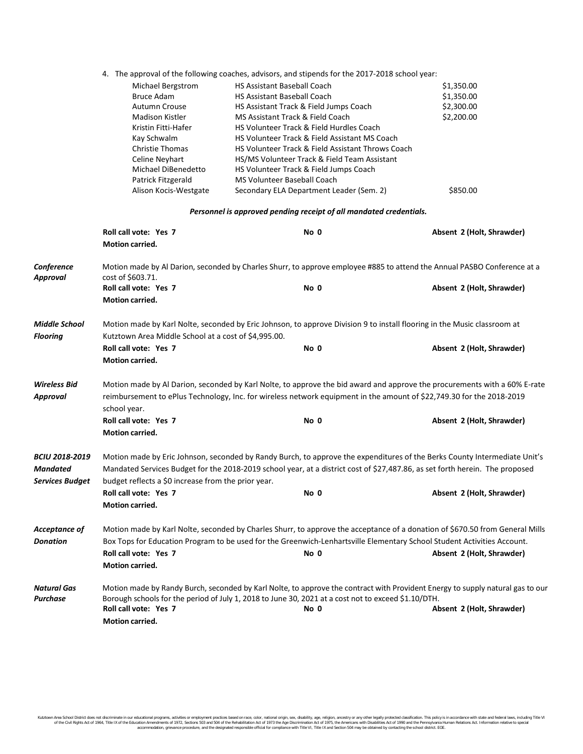4. The approval of the following coaches, advisors, and stipends for the 2017-2018 school year:

| | | |
|---|---|---|
| Michael Bergstrom | HS Assistant Baseball Coach | $1,350.00 |
| Bruce Adam | HS Assistant Baseball Coach | $1,350.00 |
| Autumn Crouse | HS Assistant Track & Field Jumps Coach | $2,300.00 |
| Madison Kistler | MS Assistant Track & Field Coach | $2,200.00 |
| Kristin Fitti-Hafer | HS Volunteer Track & Field Hurdles Coach | |
| Kay Schwalm | HS Volunteer Track & Field Assistant MS Coach | |
| Christie Thomas | HS Volunteer Track & Field Assistant Throws Coach | |
| Celine Neyhart | HS/MS Volunteer Track & Field Team Assistant | |
| Michael DiBenedetto | HS Volunteer Track & Field Jumps Coach | |
| Patrick Fitzgerald | MS Volunteer Baseball Coach | |
| Alison Kocis-Westgate | Secondary ELA Department Leader (Sem. 2) | $850.00 |

***Personnel is approved pending receipt of all mandated credentials.***

**Roll call vote: Yes 7** **No 0** **Absent 2 (Holt, Shrawder)**
**Motion carried.**

***Conference Approval***

Motion made by Al Darion, seconded by Charles Shurr, to approve employee #885 to attend the Annual PASBO Conference at a cost of $603.71.

**Roll call vote: Yes 7** **No 0** **Absent 2 (Holt, Shrawder)**
**Motion carried.**

***Middle School Flooring***

Motion made by Karl Nolte, seconded by Eric Johnson, to approve Division 9 to install flooring in the Music classroom at Kutztown Area Middle School at a cost of $4,995.00.

**Roll call vote: Yes 7** **No 0** **Absent 2 (Holt, Shrawder)**
**Motion carried.**

***Wireless Bid Approval***

Motion made by Al Darion, seconded by Karl Nolte, to approve the bid award and approve the procurements with a 60% E-rate reimbursement to ePlus Technology, Inc. for wireless network equipment in the amount of $22,749.30 for the 2018-2019 school year.

**Roll call vote: Yes 7** **No 0** **Absent 2 (Holt, Shrawder)**
**Motion carried.**

***BCIU 2018-2019 Mandated Services Budget***

Motion made by Eric Johnson, seconded by Randy Burch, to approve the expenditures of the Berks County Intermediate Unit's Mandated Services Budget for the 2018-2019 school year, at a district cost of $27,487.86, as set forth herein. The proposed budget reflects a $0 increase from the prior year.

**Roll call vote: Yes 7** **No 0** **Absent 2 (Holt, Shrawder)**
**Motion carried.**

***Acceptance of Donation***

Motion made by Karl Nolte, seconded by Charles Shurr, to approve the acceptance of a donation of $670.50 from General Mills Box Tops for Education Program to be used for the Greenwich-Lenhartsville Elementary School Student Activities Account.

**Roll call vote: Yes 7** **No 0** **Absent 2 (Holt, Shrawder)**
**Motion carried.**

***Natural Gas Purchase***

Motion made by Randy Burch, seconded by Karl Nolte, to approve the contract with Provident Energy to supply natural gas to our Borough schools for the period of July 1, 2018 to June 30, 2021 at a cost not to exceed $1.10/DTH.

**Roll call vote: Yes 7** **No 0** **Absent 2 (Holt, Shrawder)**
**Motion carried.**

Kutztown Area School District does not discriminate in our educational programs, activities or employment practices based on race, color, national origin, sex, disability, age, religion, ancestry or any other legally protected classification. This policy is in accordance with state and federal laws, including Title VI of the Civil Rights Act of 1964, Title IX of the Education Amendments of 1972, Sections 503 and 504 of the Rehabilitation Act of 1973 the Age Discrimination Act of 1975, the Americans with Disabilities Act of 1990 and the Pennsylvania Human Relations Act. Information relative to special accommodation, grievance procedure, and the designated responsible official for compliance with Title VI, Title IX and Section 504 may be obtained by contacting the school district. EOE.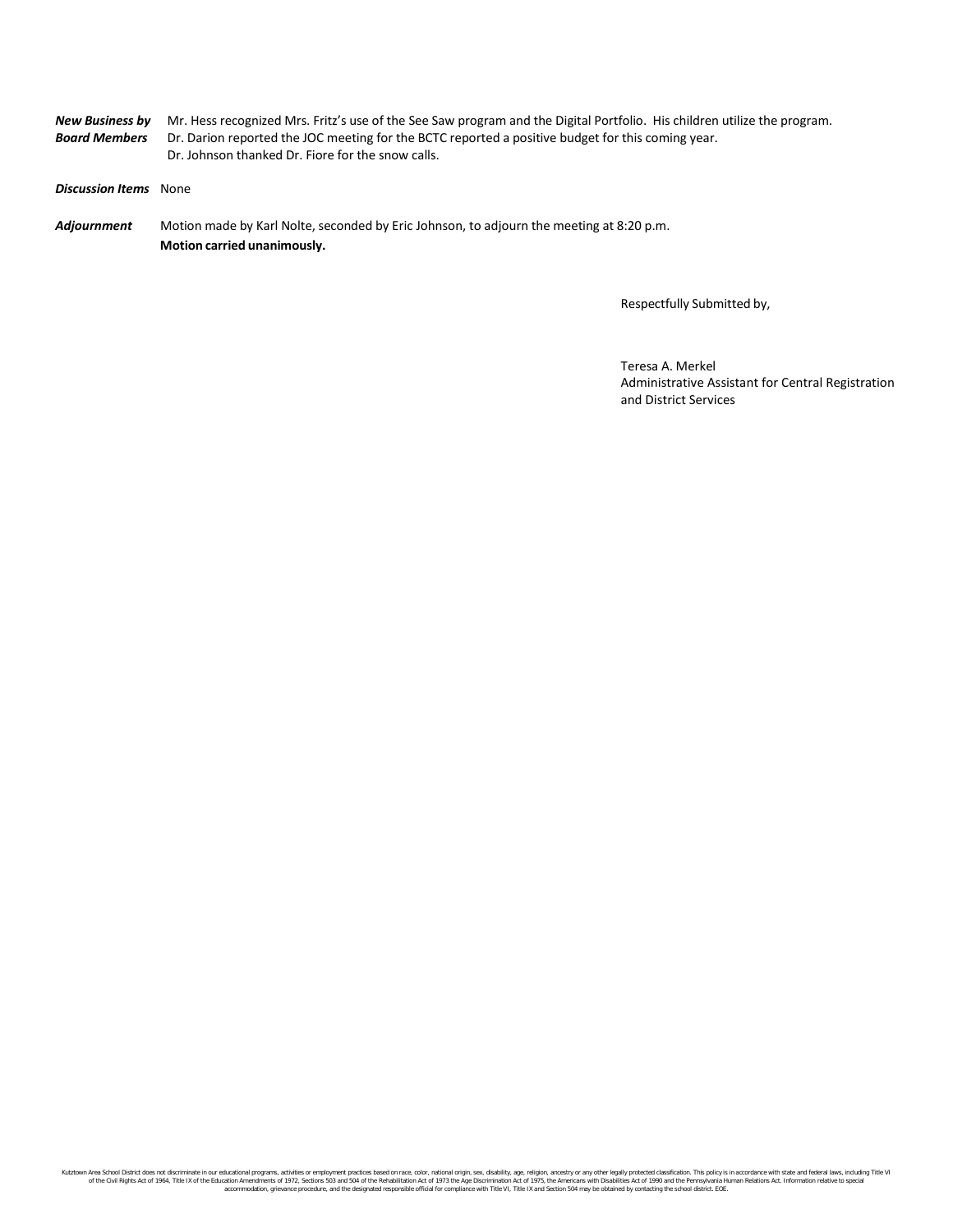***New Business by Board Members***

Mr. Hess recognized Mrs. Fritz's use of the See Saw program and the Digital Portfolio. His children utilize the program.
Dr. Darion reported the JOC meeting for the BCTC reported a positive budget for this coming year.
Dr. Johnson thanked Dr. Fiore for the snow calls.

***Discussion Items*** None

***Adjournment***

Motion made by Karl Nolte, seconded by Eric Johnson, to adjourn the meeting at 8:20 p.m.
**Motion carried unanimously.**

Respectfully Submitted by,

Teresa A. Merkel
Administrative Assistant for Central Registration and District Services

Kutztown Area School District does not discriminate in our educational programs, activities or employment practices based on race, color, national origin, sex, disability, age, religion, ancestry or any other legally protected classification. This policy is in accordance with state and federal laws, including Title VI of the Civil Rights Act of 1964, Title IX of the Education Amendments of 1972, Sections 503 and 504 of the Rehabilitation Act of 1973 the Age Discrimination Act of 1975, the Americans with Disabilities Act of 1990 and the Pennsylvania Human Relations Act. Information relative to special accommodation, grievance procedure, and the designated responsible official for compliance with Title VI, Title IX and Section 504 may be obtained by contacting the school district. EOE.